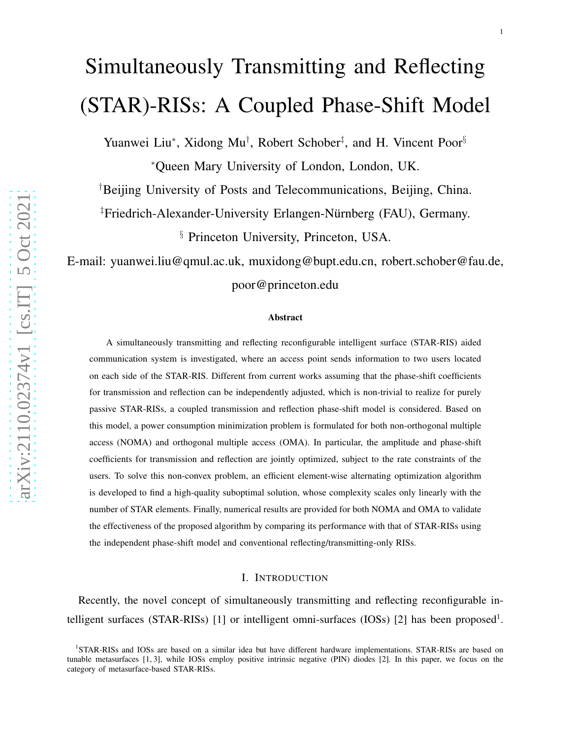# Simultaneously Transmitting and Reflecting (STAR)-RISs: A Coupled Phase-Shift Model

Yuanwei Liu*, Xidong Mu†, Robert Schober‡, and H. Vincent Poor§

*Queen Mary University of London, London, UK.

†Beijing University of Posts and Telecommunications, Beijing, China.

‡Friedrich-Alexander-University Erlangen-Nürnberg (FAU), Germany.

§ Princeton University, Princeton, USA.

E-mail: yuanwei.liu@qmul.ac.uk, muxidong@bupt.edu.cn, robert.schober@fau.de, poor@princeton.edu

### Abstract

A simultaneously transmitting and reflecting reconfigurable intelligent surface (STAR-RIS) aided communication system is investigated, where an access point sends information to two users located on each side of the STAR-RIS. Different from current works assuming that the phase-shift coefficients for transmission and reflection can be independently adjusted, which is non-trivial to realize for purely passive STAR-RISs, a coupled transmission and reflection phase-shift model is considered. Based on this model, a power consumption minimization problem is formulated for both non-orthogonal multiple access (NOMA) and orthogonal multiple access (OMA). In particular, the amplitude and phase-shift coefficients for transmission and reflection are jointly optimized, subject to the rate constraints of the users. To solve this non-convex problem, an efficient element-wise alternating optimization algorithm is developed to find a high-quality suboptimal solution, whose complexity scales only linearly with the number of STAR elements. Finally, numerical results are provided for both NOMA and OMA to validate the effectiveness of the proposed algorithm by comparing its performance with that of STAR-RISs using the independent phase-shift model and conventional reflecting/transmitting-only RISs.

## I. Introduction

Recently, the novel concept of simultaneously transmitting and reflecting reconfigurable intelligent surfaces (STAR-RISs) [1] or intelligent omni-surfaces (IOSs) [2] has been proposed[1].

[1]STAR-RISs and IOSs are based on a similar idea but have different hardware implementations. STAR-RISs are based on tunable metasurfaces [1, 3], while IOSs employ positive intrinsic negative (PIN) diodes [2]. In this paper, we focus on the category of metasurface-based STAR-RISs.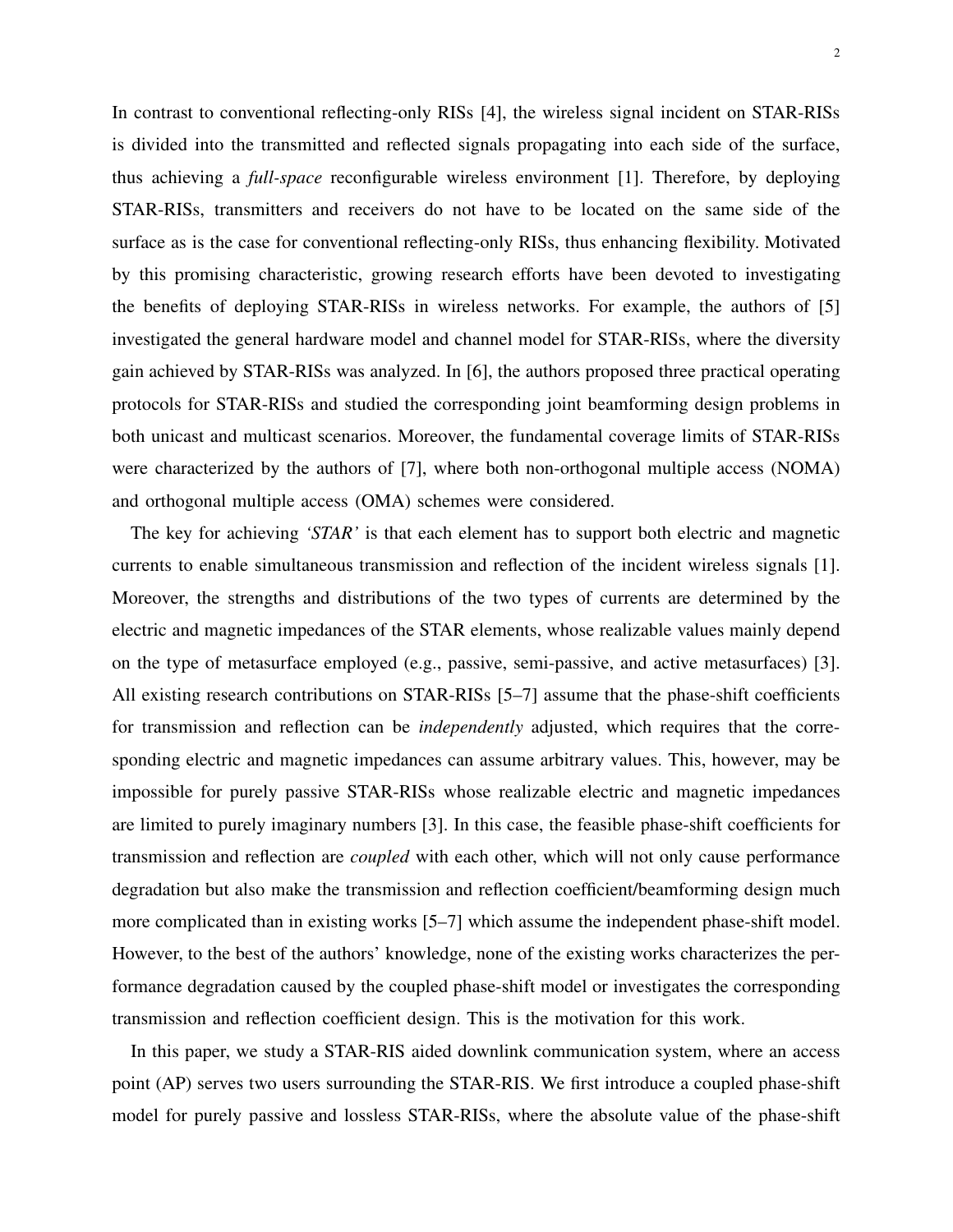In contrast to conventional reflecting-only RISs [4], the wireless signal incident on STAR-RISs is divided into the transmitted and reflected signals propagating into each side of the surface, thus achieving a *full-space* reconfigurable wireless environment [1]. Therefore, by deploying STAR-RISs, transmitters and receivers do not have to be located on the same side of the surface as is the case for conventional reflecting-only RISs, thus enhancing flexibility. Motivated by this promising characteristic, growing research efforts have been devoted to investigating the benefits of deploying STAR-RISs in wireless networks. For example, the authors of [5] investigated the general hardware model and channel model for STAR-RISs, where the diversity gain achieved by STAR-RISs was analyzed. In [6], the authors proposed three practical operating protocols for STAR-RISs and studied the corresponding joint beamforming design problems in both unicast and multicast scenarios. Moreover, the fundamental coverage limits of STAR-RISs were characterized by the authors of [7], where both non-orthogonal multiple access (NOMA) and orthogonal multiple access (OMA) schemes were considered.

The key for achieving *'STAR'* is that each element has to support both electric and magnetic currents to enable simultaneous transmission and reflection of the incident wireless signals [1]. Moreover, the strengths and distributions of the two types of currents are determined by the electric and magnetic impedances of the STAR elements, whose realizable values mainly depend on the type of metasurface employed (e.g., passive, semi-passive, and active metasurfaces) [3]. All existing research contributions on STAR-RISs [5–7] assume that the phase-shift coefficients for transmission and reflection can be *independently* adjusted, which requires that the corresponding electric and magnetic impedances can assume arbitrary values. This, however, may be impossible for purely passive STAR-RISs whose realizable electric and magnetic impedances are limited to purely imaginary numbers [3]. In this case, the feasible phase-shift coefficients for transmission and reflection are *coupled* with each other, which will not only cause performance degradation but also make the transmission and reflection coefficient/beamforming design much more complicated than in existing works [5–7] which assume the independent phase-shift model. However, to the best of the authors' knowledge, none of the existing works characterizes the performance degradation caused by the coupled phase-shift model or investigates the corresponding transmission and reflection coefficient design. This is the motivation for this work.

In this paper, we study a STAR-RIS aided downlink communication system, where an access point (AP) serves two users surrounding the STAR-RIS. We first introduce a coupled phase-shift model for purely passive and lossless STAR-RISs, where the absolute value of the phase-shift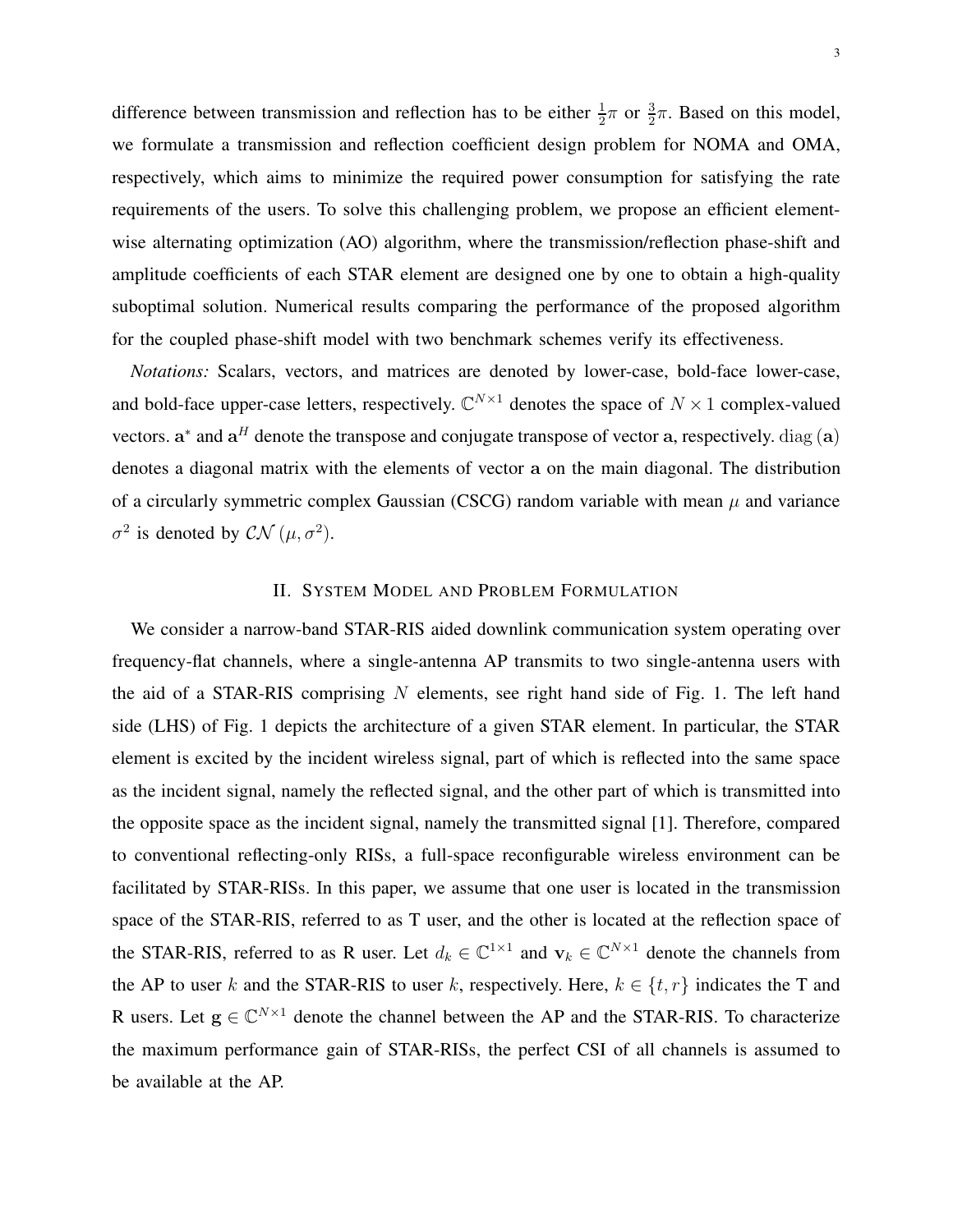difference between transmission and reflection has to be either $\frac{1}{2}\pi$ or $\frac{3}{2}\pi$. Based on this model, we formulate a transmission and reflection coefficient design problem for NOMA and OMA, respectively, which aims to minimize the required power consumption for satisfying the rate requirements of the users. To solve this challenging problem, we propose an efficient element-wise alternating optimization (AO) algorithm, where the transmission/reflection phase-shift and amplitude coefficients of each STAR element are designed one by one to obtain a high-quality suboptimal solution. Numerical results comparing the performance of the proposed algorithm for the coupled phase-shift model with two benchmark schemes verify its effectiveness.

*Notations:* Scalars, vectors, and matrices are denoted by lower-case, bold-face lower-case, and bold-face upper-case letters, respectively. $\mathbb{C}^{N\times 1}$ denotes the space of $N \times 1$ complex-valued vectors. $\mathbf{a}^*$ and $\mathbf{a}^H$ denote the transpose and conjugate transpose of vector $\mathbf{a}$, respectively. $\mathrm{diag}\left(\mathbf{a}\right)$ denotes a diagonal matrix with the elements of vector $\mathbf{a}$ on the main diagonal. The distribution of a circularly symmetric complex Gaussian (CSCG) random variable with mean $\mu$ and variance $\sigma^2$ is denoted by $\mathcal{CN}\left(\mu, \sigma^2\right)$.

## II. System Model and Problem Formulation

We consider a narrow-band STAR-RIS aided downlink communication system operating over frequency-flat channels, where a single-antenna AP transmits to two single-antenna users with the aid of a STAR-RIS comprising $N$ elements, see right hand side of Fig. 1. The left hand side (LHS) of Fig. 1 depicts the architecture of a given STAR element. In particular, the STAR element is excited by the incident wireless signal, part of which is reflected into the same space as the incident signal, namely the reflected signal, and the other part of which is transmitted into the opposite space as the incident signal, namely the transmitted signal [1]. Therefore, compared to conventional reflecting-only RISs, a full-space reconfigurable wireless environment can be facilitated by STAR-RISs. In this paper, we assume that one user is located in the transmission space of the STAR-RIS, referred to as T user, and the other is located at the reflection space of the STAR-RIS, referred to as R user. Let $d_k \in \mathbb{C}^{1\times 1}$ and $\mathbf{v}_k \in \mathbb{C}^{N\times 1}$ denote the channels from the AP to user $k$ and the STAR-RIS to user $k$, respectively. Here, $k \in \{t, r\}$ indicates the T and R users. Let $\mathbf{g} \in \mathbb{C}^{N\times 1}$ denote the channel between the AP and the STAR-RIS. To characterize the maximum performance gain of STAR-RISs, the perfect CSI of all channels is assumed to be available at the AP.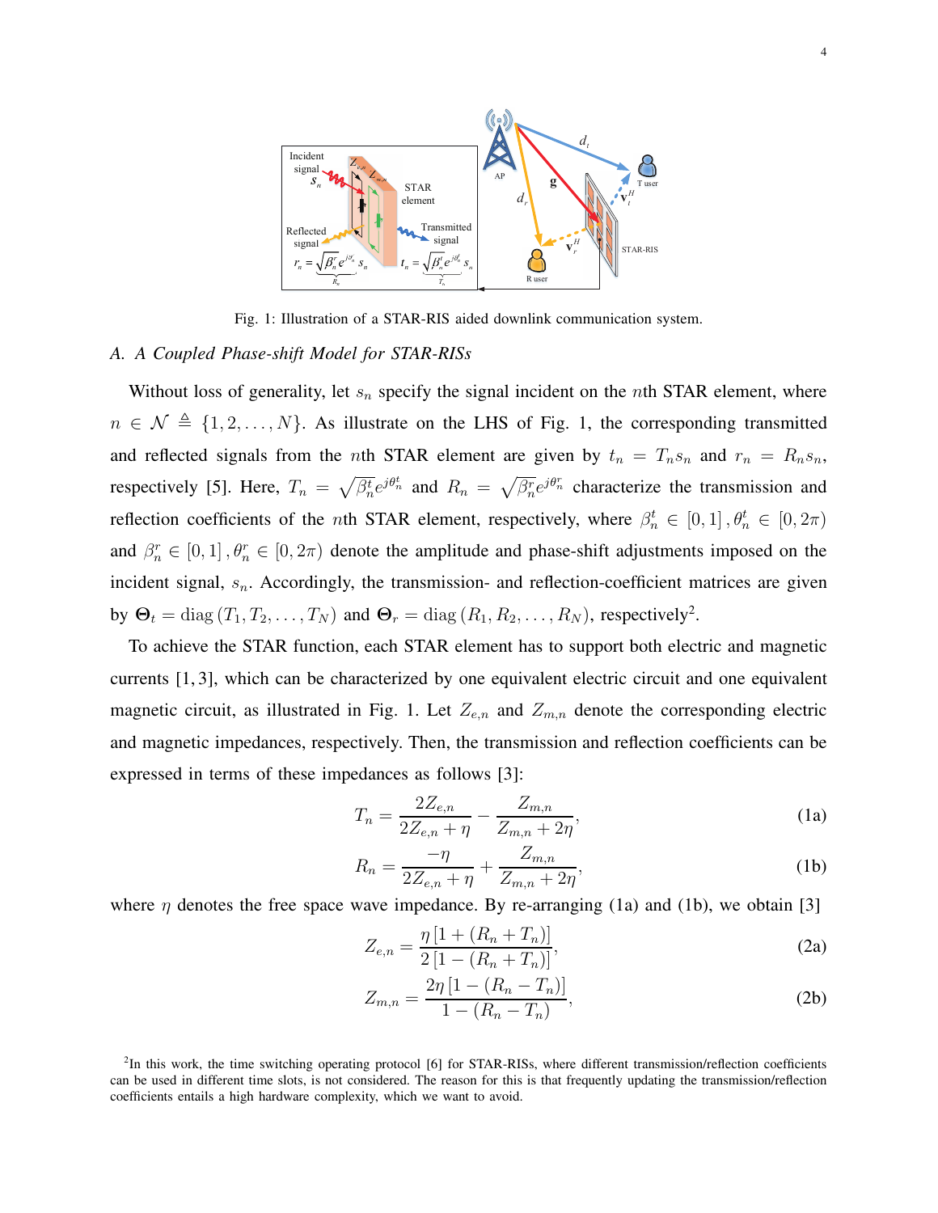Fig. 1: Illustration of a STAR-RIS aided downlink communication system.

### A. A Coupled Phase-shift Model for STAR-RISs

Without loss of generality, let $s_n$ specify the signal incident on the $n$th STAR element, where $n \in \mathcal{N} \triangleq \{1, 2, \ldots, N\}$. As illustrate on the LHS of Fig. 1, the corresponding transmitted and reflected signals from the $n$th STAR element are given by $t_n = T_n s_n$ and $r_n = R_n s_n$, respectively [5]. Here, $T_n = \sqrt{\beta_n^t} e^{j\theta_n^t}$ and $R_n = \sqrt{\beta_n^r} e^{j\theta_n^r}$ characterize the transmission and reflection coefficients of the $n$th STAR element, respectively, where $\beta_n^t \in [0,1], \theta_n^t \in [0, 2\pi)$ and $\beta_n^r \in [0,1], \theta_n^r \in [0, 2\pi)$ denote the amplitude and phase-shift adjustments imposed on the incident signal, $s_n$. Accordingly, the transmission- and reflection-coefficient matrices are given by $\mathbf{\Theta}_t = \text{diag}(T_1, T_2, \ldots, T_N)$ and $\mathbf{\Theta}_r = \text{diag}(R_1, R_2, \ldots, R_N)$, respectively[2].

To achieve the STAR function, each STAR element has to support both electric and magnetic currents [1, 3], which can be characterized by one equivalent electric circuit and one equivalent magnetic circuit, as illustrated in Fig. 1. Let $Z_{e,n}$ and $Z_{m,n}$ denote the corresponding electric and magnetic impedances, respectively. Then, the transmission and reflection coefficients can be expressed in terms of these impedances as follows [3]:

$$T_n = \frac{2Z_{e,n}}{2Z_{e,n} + \eta} - \frac{Z_{m,n}}{Z_{m,n} + 2\eta}, \tag{1a}$$

$$R_n = \frac{-\eta}{2Z_{e,n} + \eta} + \frac{Z_{m,n}}{Z_{m,n} + 2\eta}, \tag{1b}$$

where $\eta$ denotes the free space wave impedance. By re-arranging (1a) and (1b), we obtain [3]

$$Z_{e,n} = \frac{\eta \left[1 + (R_n + T_n)\right]}{2\left[1 - (R_n + T_n)\right]}, \tag{2a}$$

$$Z_{m,n} = \frac{2\eta \left[1 - (R_n - T_n)\right]}{1 - (R_n - T_n)}, \tag{2b}$$

[2]In this work, the time switching operating protocol [6] for STAR-RISs, where different transmission/reflection coefficients can be used in different time slots, is not considered. The reason for this is that frequently updating the transmission/reflection coefficients entails a high hardware complexity, which we want to avoid.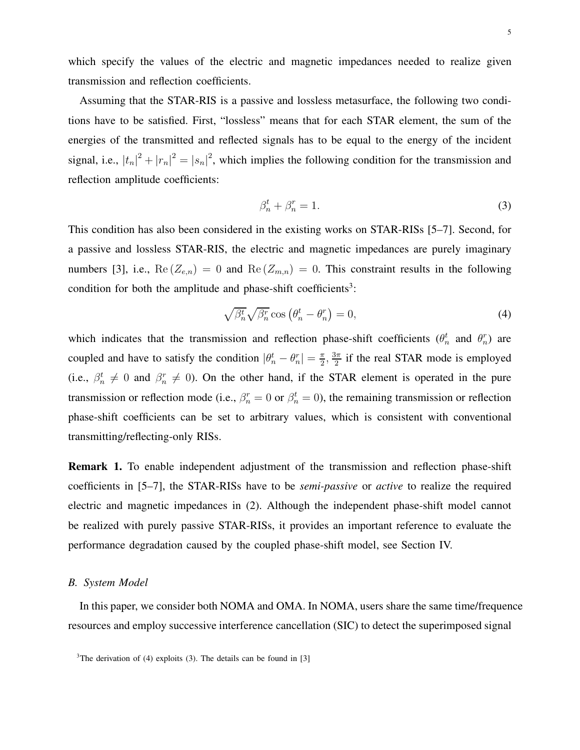which specify the values of the electric and magnetic impedances needed to realize given transmission and reflection coefficients.

Assuming that the STAR-RIS is a passive and lossless metasurface, the following two conditions have to be satisfied. First, "lossless" means that for each STAR element, the sum of the energies of the transmitted and reflected signals has to be equal to the energy of the incident signal, i.e., $|t_n|^2 + |r_n|^2 = |s_n|^2$, which implies the following condition for the transmission and reflection amplitude coefficients:

$$\beta_n^t + \beta_n^r = 1. \tag{3}$$

This condition has also been considered in the existing works on STAR-RISs [5–7]. Second, for a passive and lossless STAR-RIS, the electric and magnetic impedances are purely imaginary numbers [3], i.e., $\mathrm{Re}\left(Z_{e,n}\right) = 0$ and $\mathrm{Re}\left(Z_{m,n}\right) = 0$. This constraint results in the following condition for both the amplitude and phase-shift coefficients[3]:

$$\sqrt{\beta_n^t}\sqrt{\beta_n^r}\cos\left(\theta_n^t - \theta_n^r\right) = 0, \tag{4}$$

which indicates that the transmission and reflection phase-shift coefficients ($\theta_n^t$ and $\theta_n^r$) are coupled and have to satisfy the condition $|\theta_n^t - \theta_n^r| = \frac{\pi}{2}, \frac{3\pi}{2}$ if the real STAR mode is employed (i.e., $\beta_n^t \neq 0$ and $\beta_n^r \neq 0$). On the other hand, if the STAR element is operated in the pure transmission or reflection mode (i.e., $\beta_n^r = 0$ or $\beta_n^t = 0$), the remaining transmission or reflection phase-shift coefficients can be set to arbitrary values, which is consistent with conventional transmitting/reflecting-only RISs.

**Remark 1.** To enable independent adjustment of the transmission and reflection phase-shift coefficients in [5–7], the STAR-RISs have to be *semi-passive* or *active* to realize the required electric and magnetic impedances in (2). Although the independent phase-shift model cannot be realized with purely passive STAR-RISs, it provides an important reference to evaluate the performance degradation caused by the coupled phase-shift model, see Section IV.

### *B. System Model*

In this paper, we consider both NOMA and OMA. In NOMA, users share the same time/frequence resources and employ successive interference cancellation (SIC) to detect the superimposed signal

[3]The derivation of (4) exploits (3). The details can be found in [3]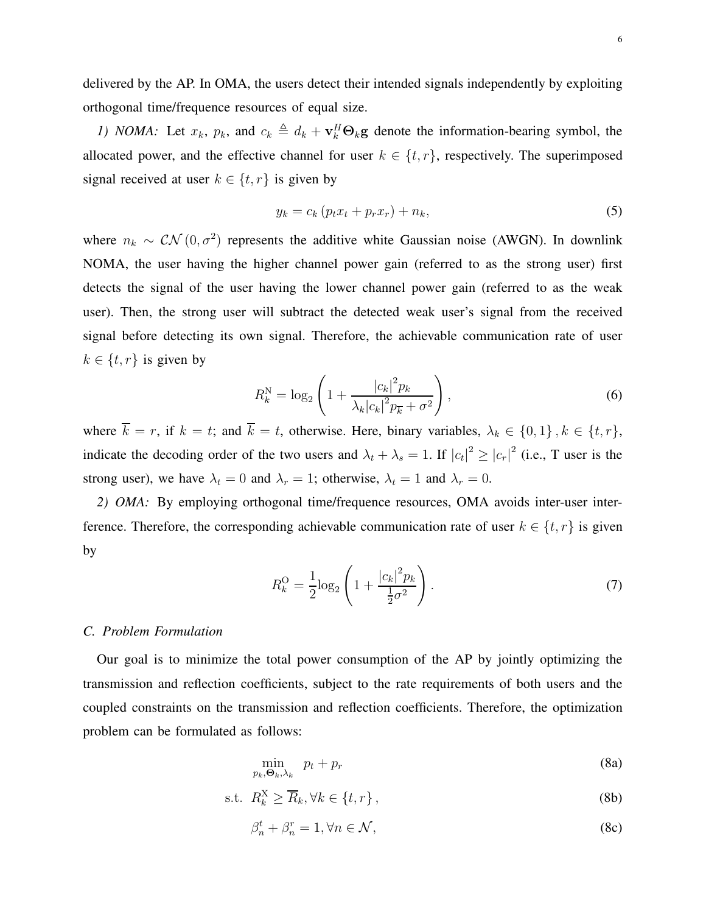delivered by the AP. In OMA, the users detect their intended signals independently by exploiting orthogonal time/frequence resources of equal size.

*1) NOMA:* Let $x_k$, $p_k$, and $c_k \triangleq d_k + \mathbf{v}_k^H \mathbf{\Theta}_k \mathbf{g}$ denote the information-bearing symbol, the allocated power, and the effective channel for user $k \in \{t, r\}$, respectively. The superimposed signal received at user $k \in \{t, r\}$ is given by

$$y_k = c_k \left(p_t x_t + p_r x_r\right) + n_k, \tag{5}$$

where $n_k \sim \mathcal{CN}\left(0, \sigma^2\right)$ represents the additive white Gaussian noise (AWGN). In downlink NOMA, the user having the higher channel power gain (referred to as the strong user) first detects the signal of the user having the lower channel power gain (referred to as the weak user). Then, the strong user will subtract the detected weak user's signal from the received signal before detecting its own signal. Therefore, the achievable communication rate of user $k \in \{t, r\}$ is given by

$$R_k^{\mathrm{N}} = \log_2\left(1 + \frac{{|c_k|}^2 p_k}{\lambda_k {|c_k|}^2 p_{\overline{k}} + \sigma^2}\right), \tag{6}$$

where $\overline{k} = r$, if $k = t$; and $\overline{k} = t$, otherwise. Here, binary variables, $\lambda_k \in \{0, 1\}, k \in \{t, r\}$, indicate the decoding order of the two users and $\lambda_t + \lambda_s = 1$. If ${|c_t|}^2 \geq {|c_r|}^2$ (i.e., T user is the strong user), we have $\lambda_t = 0$ and $\lambda_r = 1$; otherwise, $\lambda_t = 1$ and $\lambda_r = 0$.

*2) OMA:* By employing orthogonal time/frequence resources, OMA avoids inter-user interference. Therefore, the corresponding achievable communication rate of user $k \in \{t, r\}$ is given by

$$R_k^{\mathrm{O}} = \frac{1}{2}\log_2\left(1 + \frac{{|c_k|}^2 p_k}{\frac{1}{2}\sigma^2}\right). \tag{7}$$

### *C. Problem Formulation*

Our goal is to minimize the total power consumption of the AP by jointly optimizing the transmission and reflection coefficients, subject to the rate requirements of both users and the coupled constraints on the transmission and reflection coefficients. Therefore, the optimization problem can be formulated as follows:

$$\min_{p_k, \mathbf{\Theta}_k, \lambda_k} \quad p_t + p_r \tag{8a}$$

$$\text{s.t.} \quad R_k^{\mathrm{X}} \geq \overline{R}_k, \forall k \in \{t, r\}, \tag{8b}$$

$$\beta_n^t + \beta_n^r = 1, \forall n \in \mathcal{N}, \tag{8c}$$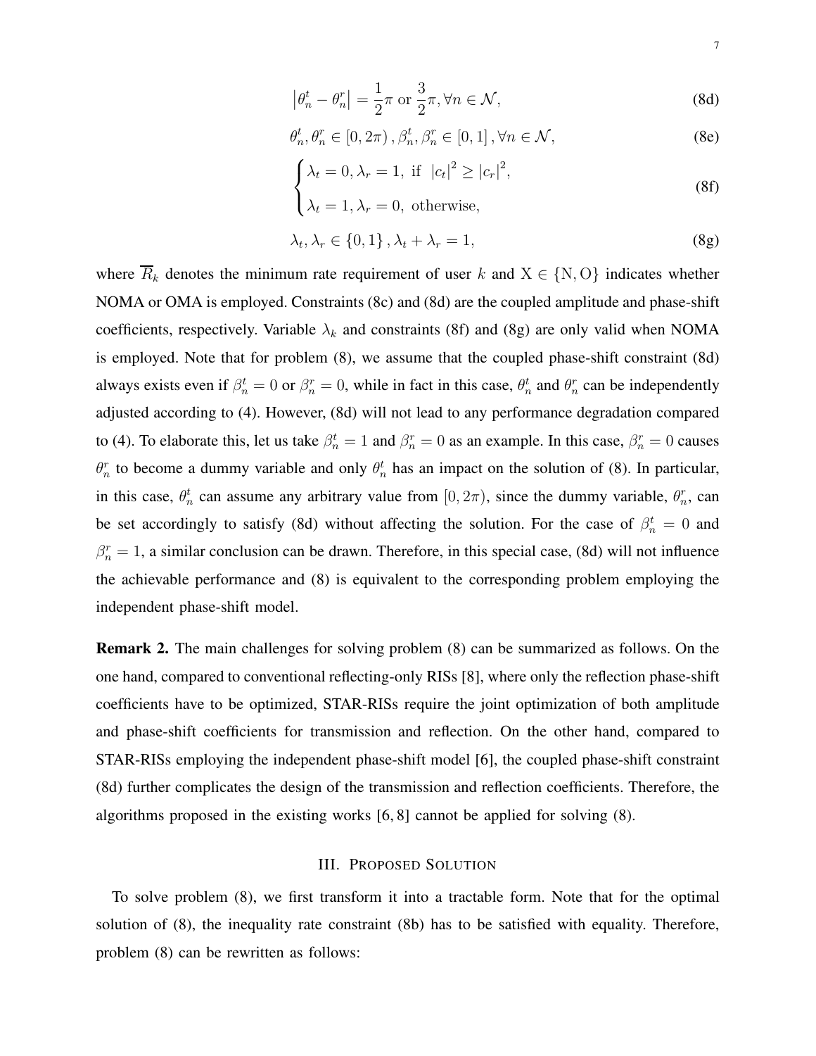$$\left|\theta_n^t - \theta_n^r\right| = \frac{1}{2}\pi \text{ or } \frac{3}{2}\pi, \forall n \in \mathcal{N}, \tag{8d}$$

$$\theta_n^t, \theta_n^r \in [0, 2\pi), \beta_n^t, \beta_n^r \in [0, 1], \forall n \in \mathcal{N}, \tag{8e}$$

$$\begin{cases} \lambda_t = 0, \lambda_r = 1, \text{ if } \ |c_t|^2 \geq |c_r|^2, \\ \lambda_t = 1, \lambda_r = 0, \text{ otherwise}, \end{cases} \tag{8f}$$

$$\lambda_t, \lambda_r \in \{0, 1\}, \lambda_t + \lambda_r = 1, \tag{8g}$$

where $\overline{R}_k$ denotes the minimum rate requirement of user $k$ and $\mathrm{X} \in \{\mathrm{N}, \mathrm{O}\}$ indicates whether NOMA or OMA is employed. Constraints (8c) and (8d) are the coupled amplitude and phase-shift coefficients, respectively. Variable $\lambda_k$ and constraints (8f) and (8g) are only valid when NOMA is employed. Note that for problem (8), we assume that the coupled phase-shift constraint (8d) always exists even if $\beta_n^t = 0$ or $\beta_n^r = 0$, while in fact in this case, $\theta_n^t$ and $\theta_n^r$ can be independently adjusted according to (4). However, (8d) will not lead to any performance degradation compared to (4). To elaborate this, let us take $\beta_n^t = 1$ and $\beta_n^r = 0$ as an example. In this case, $\beta_n^r = 0$ causes $\theta_n^r$ to become a dummy variable and only $\theta_n^t$ has an impact on the solution of (8). In particular, in this case, $\theta_n^t$ can assume any arbitrary value from $[0, 2\pi)$, since the dummy variable, $\theta_n^r$, can be set accordingly to satisfy (8d) without affecting the solution. For the case of $\beta_n^t = 0$ and $\beta_n^r = 1$, a similar conclusion can be drawn. Therefore, in this special case, (8d) will not influence the achievable performance and (8) is equivalent to the corresponding problem employing the independent phase-shift model.

**Remark 2.** The main challenges for solving problem (8) can be summarized as follows. On the one hand, compared to conventional reflecting-only RISs [8], where only the reflection phase-shift coefficients have to be optimized, STAR-RISs require the joint optimization of both amplitude and phase-shift coefficients for transmission and reflection. On the other hand, compared to STAR-RISs employing the independent phase-shift model [6], the coupled phase-shift constraint (8d) further complicates the design of the transmission and reflection coefficients. Therefore, the algorithms proposed in the existing works [6, 8] cannot be applied for solving (8).

## III. Proposed Solution

To solve problem (8), we first transform it into a tractable form. Note that for the optimal solution of (8), the inequality rate constraint (8b) has to be satisfied with equality. Therefore, problem (8) can be rewritten as follows: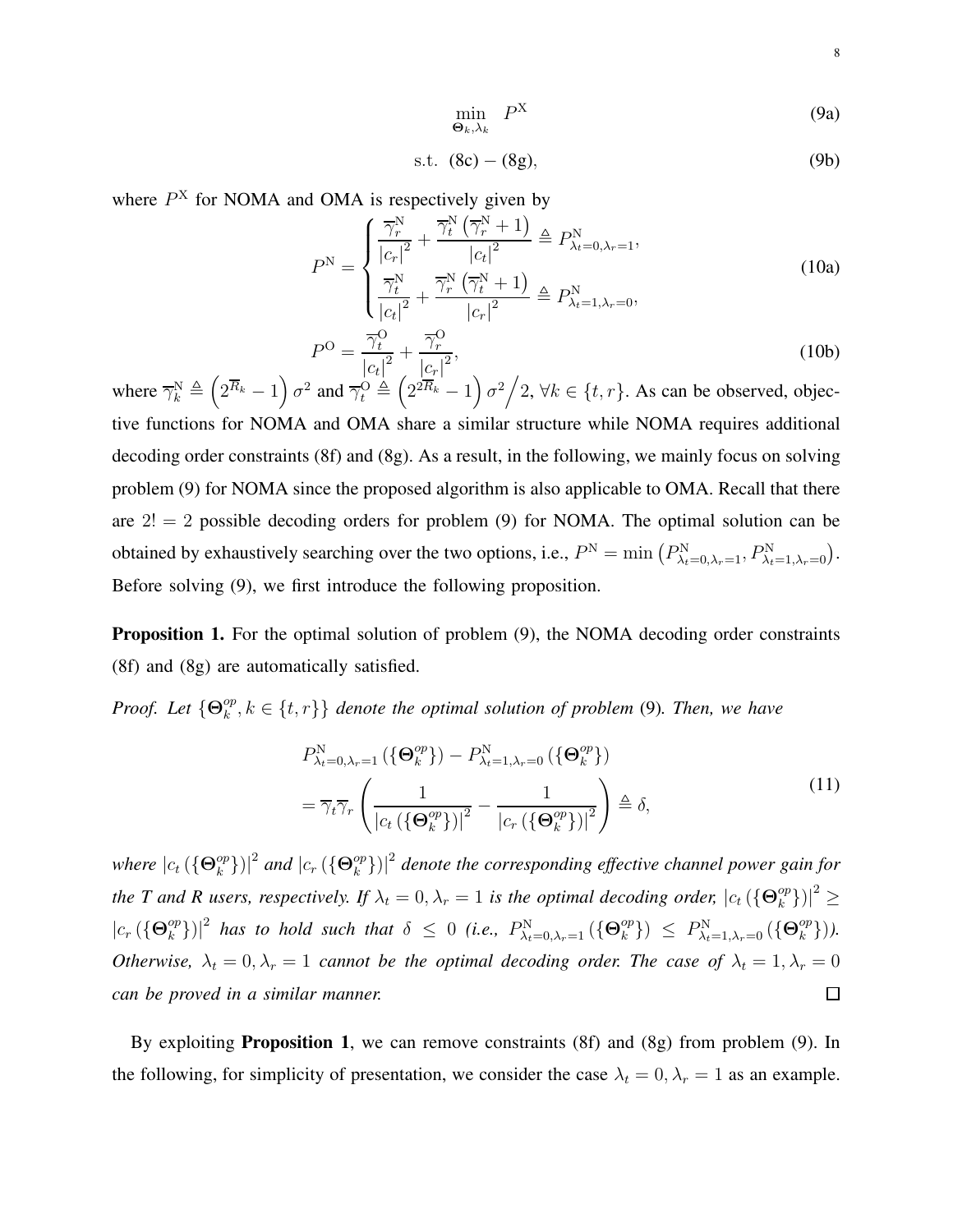$$\min_{\mathbf{\Theta}_k, \lambda_k} \quad P^{\mathrm{X}} \tag{9a}$$

$$\text{s.t.} \;\; \text{(8c)} - \text{(8g)}, \tag{9b}$$

where $P^{\mathrm{X}}$ for NOMA and OMA is respectively given by

$$P^{\mathrm{N}} = \begin{cases} \dfrac{\overline{\gamma}_r^{\mathrm{N}}}{\left|c_r\right|^2} + \dfrac{\overline{\gamma}_t^{\mathrm{N}} \left(\overline{\gamma}_r^{\mathrm{N}} + 1\right)}{\left|c_t\right|^2} \triangleq P^{\mathrm{N}}_{\lambda_t=0,\lambda_r=1}, \\ \dfrac{\overline{\gamma}_t^{\mathrm{N}}}{\left|c_t\right|^2} + \dfrac{\overline{\gamma}_r^{\mathrm{N}} \left(\overline{\gamma}_t^{\mathrm{N}} + 1\right)}{\left|c_r\right|^2} \triangleq P^{\mathrm{N}}_{\lambda_t=1,\lambda_r=0}, \end{cases} \tag{10a}$$

$$P^{\mathrm{O}} = \frac{\overline{\gamma}_t^{\mathrm{O}}}{\left|c_t\right|^2} + \frac{\overline{\gamma}_r^{\mathrm{O}}}{\left|c_r\right|^2}, \tag{10b}$$

where $\overline{\gamma}_k^{\mathrm{N}} \triangleq \left(2^{\overline{R}_k} - 1\right)\sigma^2$ and $\overline{\gamma}_t^{\mathrm{O}} \triangleq \left(2^{2\overline{R}_k} - 1\right)\sigma^2 \big/ 2$, $\forall k \in \{t, r\}$. As can be observed, objective functions for NOMA and OMA share a similar structure while NOMA requires additional decoding order constraints (8f) and (8g). As a result, in the following, we mainly focus on solving problem (9) for NOMA since the proposed algorithm is also applicable to OMA. Recall that there are $2! = 2$ possible decoding orders for problem (9) for NOMA. The optimal solution can be obtained by exhaustively searching over the two options, i.e., $P^{\mathrm{N}} = \min\left(P^{\mathrm{N}}_{\lambda_t=0,\lambda_r=1}, P^{\mathrm{N}}_{\lambda_t=1,\lambda_r=0}\right)$. Before solving (9), we first introduce the following proposition.

**Proposition 1.** For the optimal solution of problem (9), the NOMA decoding order constraints (8f) and (8g) are automatically satisfied.

*Proof. Let $\{\mathbf{\Theta}_k^{op}, k \in \{t, r\}\}$ denote the optimal solution of problem* (9)*. Then, we have*

$$\begin{aligned} &P^{\mathrm{N}}_{\lambda_t=0,\lambda_r=1}\left(\{\mathbf{\Theta}_k^{op}\}\right) - P^{\mathrm{N}}_{\lambda_t=1,\lambda_r=0}\left(\{\mathbf{\Theta}_k^{op}\}\right) \\ &= \overline{\gamma}_t \overline{\gamma}_r \left( \frac{1}{\left|c_t\left(\{\mathbf{\Theta}_k^{op}\}\right)\right|^2} - \frac{1}{\left|c_r\left(\{\mathbf{\Theta}_k^{op}\}\right)\right|^2} \right) \triangleq \delta, \end{aligned} \tag{11}$$

*where $\left|c_t\left(\{\mathbf{\Theta}_k^{op}\}\right)\right|^2$ and $\left|c_r\left(\{\mathbf{\Theta}_k^{op}\}\right)\right|^2$ denote the corresponding effective channel power gain for the T and R users, respectively. If $\lambda_t = 0, \lambda_r = 1$ is the optimal decoding order, $\left|c_t\left(\{\mathbf{\Theta}_k^{op}\}\right)\right|^2 \geq \left|c_r\left(\{\mathbf{\Theta}_k^{op}\}\right)\right|^2$ has to hold such that $\delta \leq 0$ (i.e., $P^{\mathrm{N}}_{\lambda_t=0,\lambda_r=1}\left(\{\mathbf{\Theta}_k^{op}\}\right) \leq P^{\mathrm{N}}_{\lambda_t=1,\lambda_r=0}\left(\{\mathbf{\Theta}_k^{op}\}\right)$). Otherwise, $\lambda_t = 0, \lambda_r = 1$ cannot be the optimal decoding order. The case of $\lambda_t = 1, \lambda_r = 0$ can be proved in a similar manner.* $\square$

By exploiting **Proposition 1**, we can remove constraints (8f) and (8g) from problem (9). In the following, for simplicity of presentation, we consider the case $\lambda_t = 0, \lambda_r = 1$ as an example.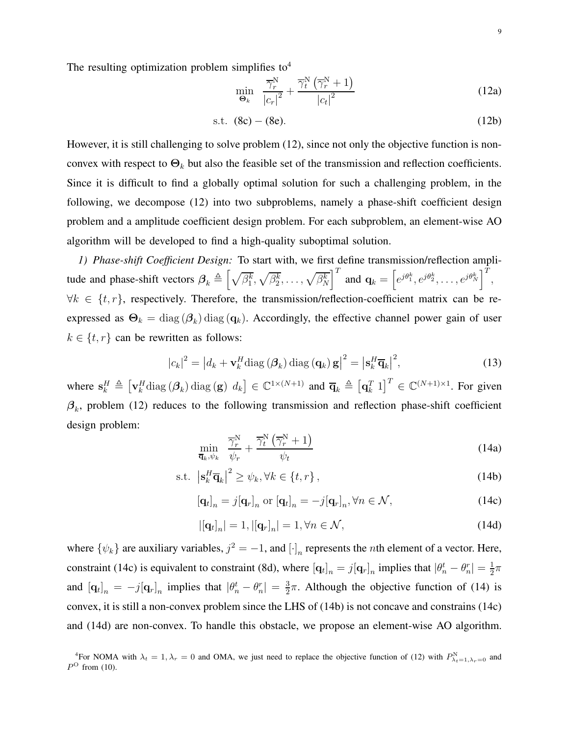The resulting optimization problem simplifies to[4]

$$\min_{\boldsymbol{\Theta}_k} \quad \frac{\overline{\gamma}_r^{\mathrm{N}}}{|c_r|^2} + \frac{\overline{\gamma}_t^{\mathrm{N}}\left(\overline{\gamma}_r^{\mathrm{N}}+1\right)}{|c_t|^2} \tag{12a}$$

$$\text{s.t.} \quad (8\text{c}) - (8\text{e}). \tag{12b}$$

However, it is still challenging to solve problem (12), since not only the objective function is non-convex with respect to $\boldsymbol{\Theta}_k$ but also the feasible set of the transmission and reflection coefficients. Since it is difficult to find a globally optimal solution for such a challenging problem, in the following, we decompose (12) into two subproblems, namely a phase-shift coefficient design problem and a amplitude coefficient design problem. For each subproblem, an element-wise AO algorithm will be developed to find a high-quality suboptimal solution.

*1) Phase-shift Coefficient Design:* To start with, we first define transmission/reflection amplitude and phase-shift vectors $\boldsymbol{\beta}_k \triangleq \left[\sqrt{\beta_1^k}, \sqrt{\beta_2^k}, \ldots, \sqrt{\beta_N^k}\right]^T$ and $\mathbf{q}_k = \left[e^{j\theta_1^k}, e^{j\theta_2^k}, \ldots, e^{j\theta_N^k}\right]^T$, $\forall k \in \{t, r\}$, respectively. Therefore, the transmission/reflection-coefficient matrix can be re-expressed as $\boldsymbol{\Theta}_k = \mathrm{diag}\left(\boldsymbol{\beta}_k\right)\mathrm{diag}\left(\mathbf{q}_k\right)$. Accordingly, the effective channel power gain of user $k \in \{t, r\}$ can be rewritten as follows:

$$|c_k|^2 = \left|d_k + \mathbf{v}_k^H \mathrm{diag}\left(\boldsymbol{\beta}_k\right)\mathrm{diag}\left(\mathbf{q}_k\right)\mathbf{g}\right|^2 = \left|\mathbf{s}_k^H \overline{\mathbf{q}}_k\right|^2, \tag{13}$$

where $\mathbf{s}_k^H \triangleq \left[\mathbf{v}_k^H \mathrm{diag}\left(\boldsymbol{\beta}_k\right)\mathrm{diag}\left(\mathbf{g}\right) \;\; d_k\right] \in \mathbb{C}^{1\times(N+1)}$ and $\overline{\mathbf{q}}_k \triangleq \left[\mathbf{q}_k^T \; 1\right]^T \in \mathbb{C}^{(N+1)\times 1}$. For given $\boldsymbol{\beta}_k$, problem (12) reduces to the following transmission and reflection phase-shift coefficient design problem:

$$\min_{\overline{\mathbf{q}}_k, \psi_k} \quad \frac{\overline{\gamma}_r^{\mathrm{N}}}{\psi_r} + \frac{\overline{\gamma}_t^{\mathrm{N}}\left(\overline{\gamma}_r^{\mathrm{N}}+1\right)}{\psi_t} \tag{14a}$$

$$\text{s.t.} \quad \left|\mathbf{s}_k^H \overline{\mathbf{q}}_k\right|^2 \geq \psi_k, \forall k \in \{t, r\}, \tag{14b}$$

$$\left[\mathbf{q}_t\right]_n = j\left[\mathbf{q}_r\right]_n \text{ or } \left[\mathbf{q}_t\right]_n = -j\left[\mathbf{q}_r\right]_n, \forall n \in \mathcal{N}, \tag{14c}$$

$$\left|\left[\mathbf{q}_t\right]_n\right| = 1, \left|\left[\mathbf{q}_r\right]_n\right| = 1, \forall n \in \mathcal{N}, \tag{14d}$$

where $\{\psi_k\}$ are auxiliary variables, $j^2 = -1$, and $[\cdot]_n$ represents the $n$th element of a vector. Here, constraint (14c) is equivalent to constraint (8d), where $\left[\mathbf{q}_t\right]_n = j\left[\mathbf{q}_r\right]_n$ implies that $|\theta_n^t - \theta_n^r| = \frac{1}{2}\pi$ and $\left[\mathbf{q}_t\right]_n = -j\left[\mathbf{q}_r\right]_n$ implies that $|\theta_n^t - \theta_n^r| = \frac{3}{2}\pi$. Although the objective function of (14) is convex, it is still a non-convex problem since the LHS of (14b) is not concave and constrains (14c) and (14d) are non-convex. To handle this obstacle, we propose an element-wise AO algorithm.

[4]For NOMA with $\lambda_t = 1, \lambda_r = 0$ and OMA, we just need to replace the objective function of (12) with $P^{\mathrm{N}}_{\lambda_t=1,\lambda_r=0}$ and $P^{\mathrm{O}}$ from (10).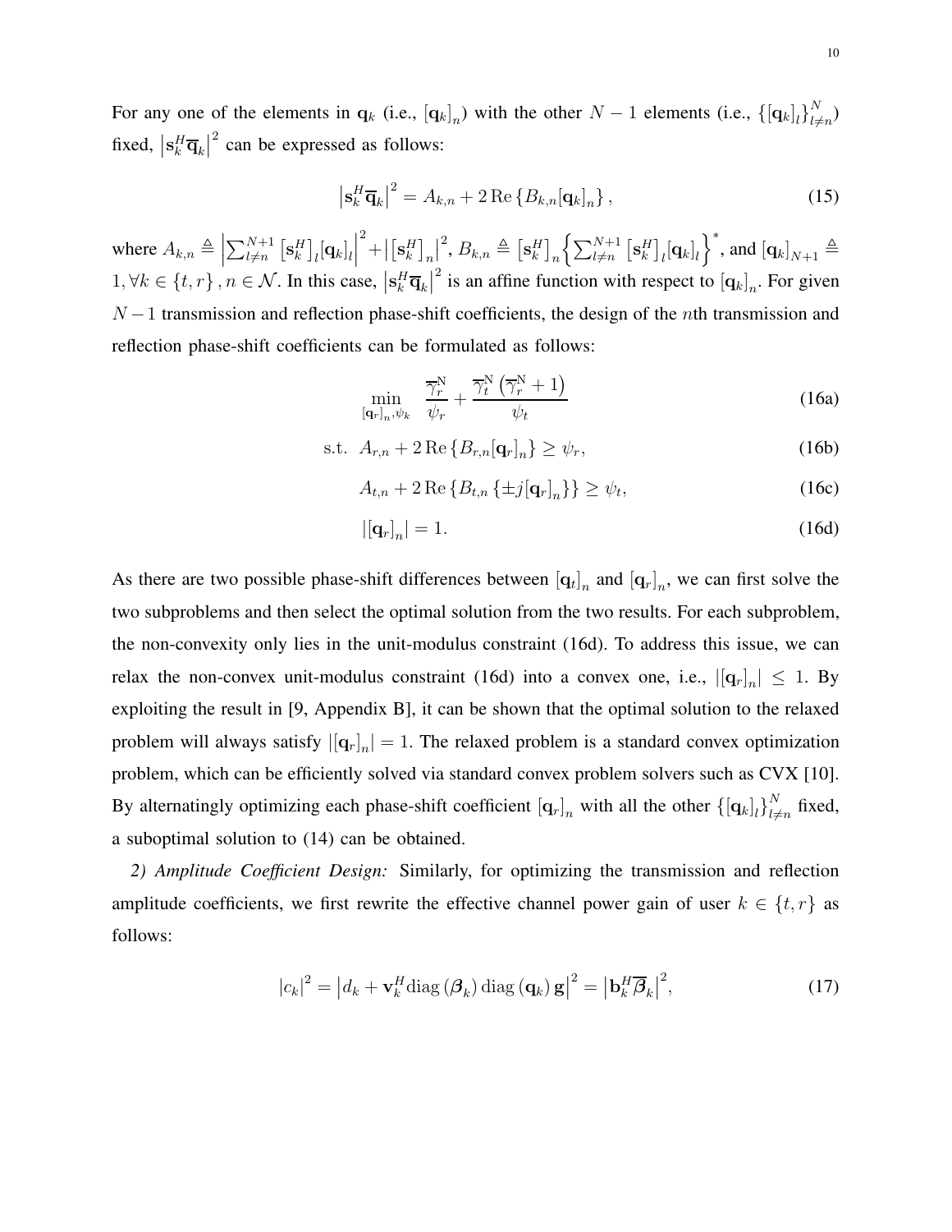For any one of the elements in $\mathbf{q}_k$ (i.e., $[\mathbf{q}_k]_n$) with the other $N-1$ elements (i.e., $\{[\mathbf{q}_k]_l\}_{l\neq n}^N$) fixed, $\left|\mathbf{s}_k^H\overline{\mathbf{q}}_k\right|^2$ can be expressed as follows:

$$\left|\mathbf{s}_k^H\overline{\mathbf{q}}_k\right|^2 = A_{k,n} + 2\,\mathrm{Re}\left\{B_{k,n}[\mathbf{q}_k]_n\right\}, \tag{15}$$

where $A_{k,n} \triangleq \left|\sum_{l\neq n}^{N+1}\left[\mathbf{s}_k^H\right]_l[\mathbf{q}_k]_l\right|^2 + \left|\left[\mathbf{s}_k^H\right]_n\right|^2$, $B_{k,n} \triangleq \left[\mathbf{s}_k^H\right]_n\left\{\sum_{l\neq n}^{N+1}\left[\mathbf{s}_k^H\right]_l[\mathbf{q}_k]_l\right\}^*$, and $[\mathbf{q}_k]_{N+1} \triangleq 1, \forall k \in \{t,r\}, n \in \mathcal{N}$. In this case, $\left|\mathbf{s}_k^H\overline{\mathbf{q}}_k\right|^2$ is an affine function with respect to $[\mathbf{q}_k]_n$. For given $N-1$ transmission and reflection phase-shift coefficients, the design of the $n$th transmission and reflection phase-shift coefficients can be formulated as follows:

$$\min_{[\mathbf{q}_r]_n,\psi_k} \quad \frac{\overline{\gamma}_r^{\mathrm{N}}}{\psi_r} + \frac{\overline{\gamma}_t^{\mathrm{N}}\left(\overline{\gamma}_r^{\mathrm{N}}+1\right)}{\psi_t} \tag{16a}$$

$$\text{s.t.} \quad A_{r,n} + 2\,\mathrm{Re}\left\{B_{r,n}[\mathbf{q}_r]_n\right\} \geq \psi_r, \tag{16b}$$

$$A_{t,n} + 2\,\mathrm{Re}\left\{B_{t,n}\left\{\pm j[\mathbf{q}_r]_n\right\}\right\} \geq \psi_t, \tag{16c}$$

$$\left|[\mathbf{q}_r]_n\right| = 1. \tag{16d}$$

As there are two possible phase-shift differences between $[\mathbf{q}_t]_n$ and $[\mathbf{q}_r]_n$, we can first solve the two subproblems and then select the optimal solution from the two results. For each subproblem, the non-convexity only lies in the unit-modulus constraint (16d). To address this issue, we can relax the non-convex unit-modulus constraint (16d) into a convex one, i.e., $\left|[\mathbf{q}_r]_n\right| \leq 1$. By exploiting the result in [9, Appendix B], it can be shown that the optimal solution to the relaxed problem will always satisfy $\left|[\mathbf{q}_r]_n\right| = 1$. The relaxed problem is a standard convex optimization problem, which can be efficiently solved via standard convex problem solvers such as CVX [10]. By alternatingly optimizing each phase-shift coefficient $[\mathbf{q}_r]_n$ with all the other $\{[\mathbf{q}_k]_l\}_{l\neq n}^N$ fixed, a suboptimal solution to (14) can be obtained.

*2) Amplitude Coefficient Design:* Similarly, for optimizing the transmission and reflection amplitude coefficients, we first rewrite the effective channel power gain of user $k \in \{t,r\}$ as follows:

$$\left|c_k\right|^2 = \left|d_k + \mathbf{v}_k^H\mathrm{diag}\left(\boldsymbol{\beta}_k\right)\mathrm{diag}\left(\mathbf{q}_k\right)\mathbf{g}\right|^2 = \left|\mathbf{b}_k^H\overline{\boldsymbol{\beta}}_k\right|^2, \tag{17}$$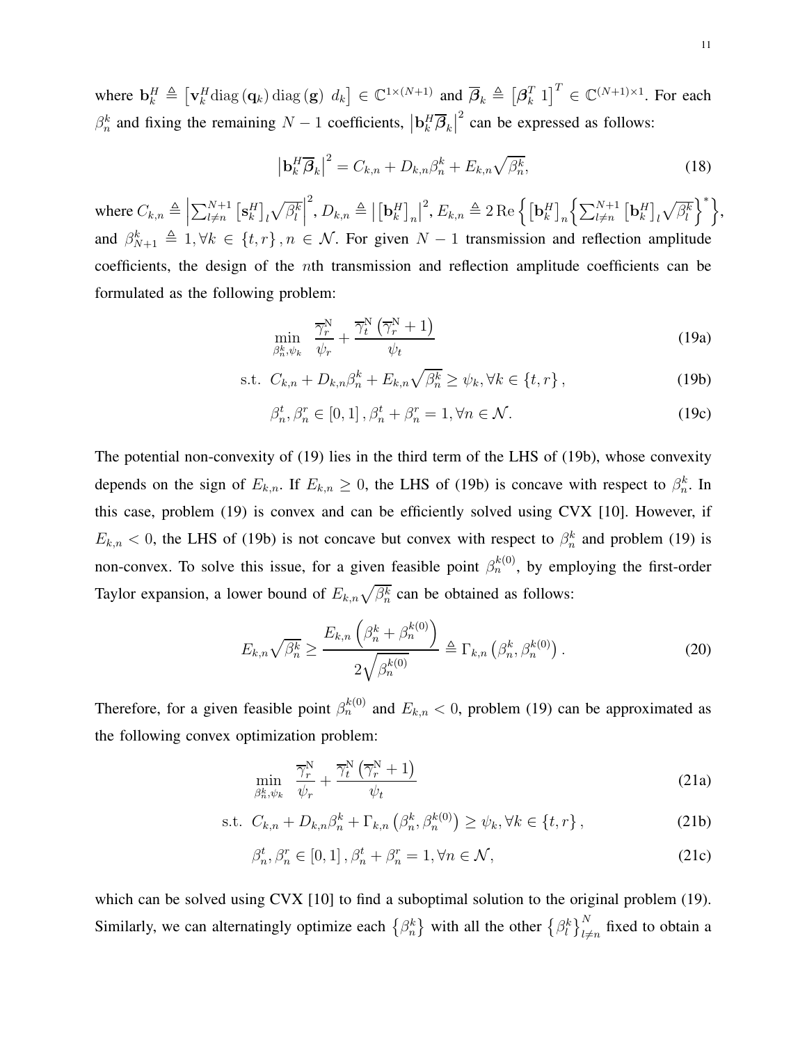where $\mathbf{b}_k^H \triangleq \left[\mathbf{v}_k^H \mathrm{diag}\left(\mathbf{q}_k\right) \mathrm{diag}\left(\mathbf{g}\right) \ d_k\right] \in \mathbb{C}^{1\times(N+1)}$ and $\overline{\boldsymbol{\beta}}_k \triangleq \left[\boldsymbol{\beta}_k^T \ 1\right]^T \in \mathbb{C}^{(N+1)\times 1}$. For each $\beta_n^k$ and fixing the remaining $N-1$ coefficients, $\left|\mathbf{b}_k^H \overline{\boldsymbol{\beta}}_k\right|^2$ can be expressed as follows:

$$
\left|\mathbf{b}_k^H \overline{\boldsymbol{\beta}}_k\right|^2 = C_{k,n} + D_{k,n}\beta_n^k + E_{k,n}\sqrt{\beta_n^k}, \tag{18}
$$

where $C_{k,n} \triangleq \left|\sum_{l\neq n}^{N+1}\left[\mathbf{s}_k^H\right]_l \sqrt{\beta_l^k}\right|^2$, $D_{k,n} \triangleq \left|\left[\mathbf{b}_k^H\right]_n\right|^2$, $E_{k,n} \triangleq 2\,\mathrm{Re}\left\{\left[\mathbf{b}_k^H\right]_n \left\{\sum_{l\neq n}^{N+1}\left[\mathbf{b}_k^H\right]_l \sqrt{\beta_l^k}\right\}^*\right\}$, and $\beta_{N+1}^k \triangleq 1, \forall k \in \{t,r\}, n \in \mathcal{N}$. For given $N-1$ transmission and reflection amplitude coefficients, the design of the $n$th transmission and reflection amplitude coefficients can be formulated as the following problem:

$$
\min_{\beta_n^k, \psi_k} \ \frac{\overline{\gamma}_r^{\mathrm{N}}}{\psi_r} + \frac{\overline{\gamma}_t^{\mathrm{N}}\left(\overline{\gamma}_r^{\mathrm{N}}+1\right)}{\psi_t} \tag{19a}
$$

$$
\text{s.t.} \ \ C_{k,n} + D_{k,n}\beta_n^k + E_{k,n}\sqrt{\beta_n^k} \geq \psi_k, \forall k \in \{t,r\}, \tag{19b}
$$

$$
\beta_n^t, \beta_n^r \in [0,1], \beta_n^t + \beta_n^r = 1, \forall n \in \mathcal{N}. \tag{19c}
$$

The potential non-convexity of (19) lies in the third term of the LHS of (19b), whose convexity depends on the sign of $E_{k,n}$. If $E_{k,n} \geq 0$, the LHS of (19b) is concave with respect to $\beta_n^k$. In this case, problem (19) is convex and can be efficiently solved using CVX [10]. However, if $E_{k,n} < 0$, the LHS of (19b) is not concave but convex with respect to $\beta_n^k$ and problem (19) is non-convex. To solve this issue, for a given feasible point $\beta_n^{k(0)}$, by employing the first-order Taylor expansion, a lower bound of $E_{k,n}\sqrt{\beta_n^k}$ can be obtained as follows:

$$
E_{k,n}\sqrt{\beta_n^k} \geq \frac{E_{k,n}\left(\beta_n^k + \beta_n^{k(0)}\right)}{2\sqrt{\beta_n^{k(0)}}} \triangleq \Gamma_{k,n}\left(\beta_n^k, \beta_n^{k(0)}\right). \tag{20}
$$

Therefore, for a given feasible point $\beta_n^{k(0)}$ and $E_{k,n} < 0$, problem (19) can be approximated as the following convex optimization problem:

$$
\min_{\beta_n^k, \psi_k} \ \frac{\overline{\gamma}_r^{\mathrm{N}}}{\psi_r} + \frac{\overline{\gamma}_t^{\mathrm{N}}\left(\overline{\gamma}_r^{\mathrm{N}}+1\right)}{\psi_t} \tag{21a}
$$

$$
\text{s.t.} \ \ C_{k,n} + D_{k,n}\beta_n^k + \Gamma_{k,n}\left(\beta_n^k, \beta_n^{k(0)}\right) \geq \psi_k, \forall k \in \{t,r\}, \tag{21b}
$$

$$
\beta_n^t, \beta_n^r \in [0,1], \beta_n^t + \beta_n^r = 1, \forall n \in \mathcal{N}, \tag{21c}
$$

which can be solved using CVX [10] to find a suboptimal solution to the original problem (19). Similarly, we can alternatingly optimize each $\left\{\beta_n^k\right\}$ with all the other $\left\{\beta_l^k\right\}_{l\neq n}^N$ fixed to obtain a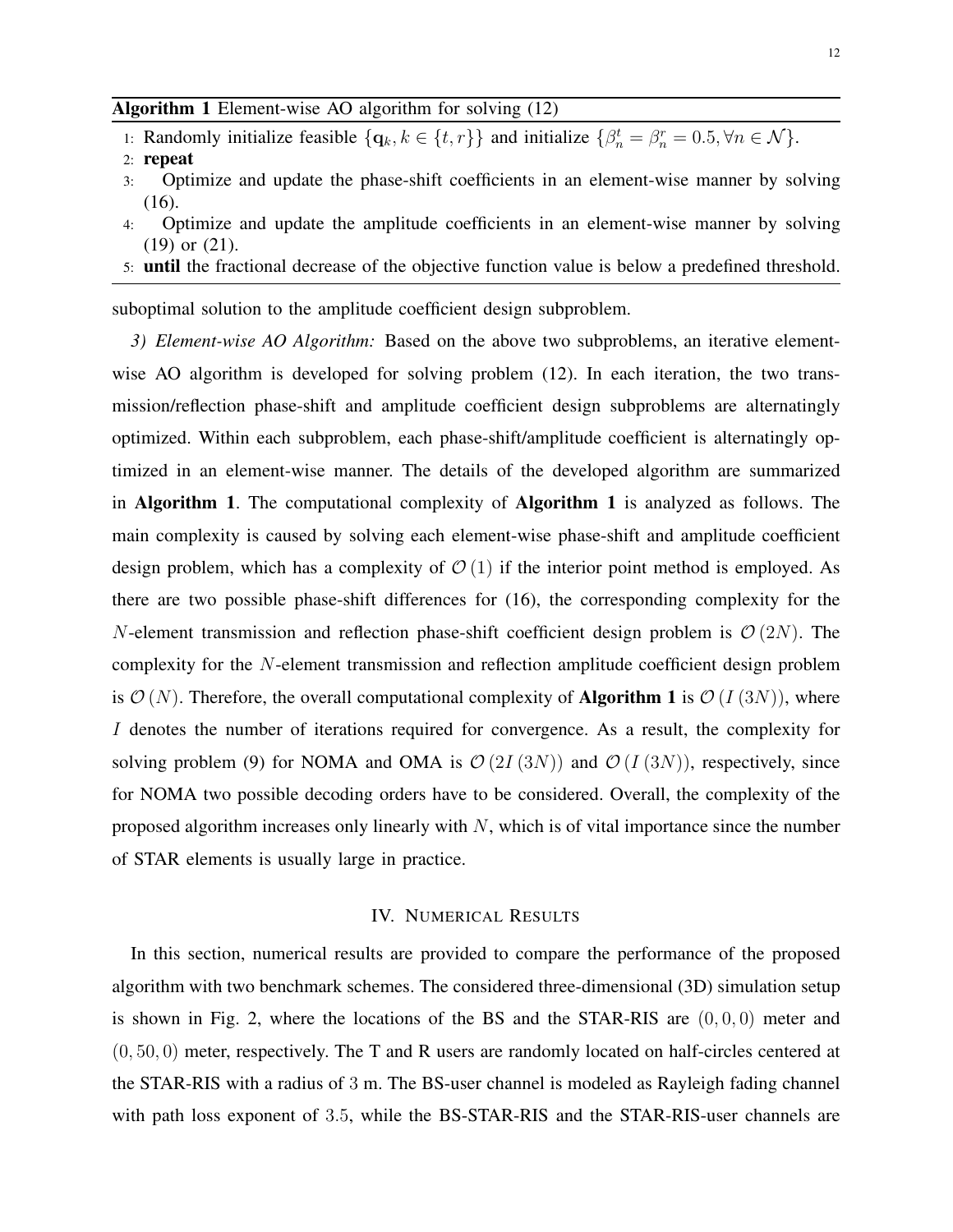**Algorithm 1** Element-wise AO algorithm for solving (12)

1: Randomly initialize feasible $\{\mathbf{q}_k, k \in \{t, r\}\}$ and initialize $\{\beta_n^t = \beta_n^r = 0.5, \forall n \in \mathcal{N}\}$.
2: **repeat**
3: Optimize and update the phase-shift coefficients in an element-wise manner by solving (16).
4: Optimize and update the amplitude coefficients in an element-wise manner by solving (19) or (21).
5: **until** the fractional decrease of the objective function value is below a predefined threshold.

suboptimal solution to the amplitude coefficient design subproblem.

*3) Element-wise AO Algorithm:* Based on the above two subproblems, an iterative element-wise AO algorithm is developed for solving problem (12). In each iteration, the two transmission/reflection phase-shift and amplitude coefficient design subproblems are alternatingly optimized. Within each subproblem, each phase-shift/amplitude coefficient is alternatingly optimized in an element-wise manner. The details of the developed algorithm are summarized in **Algorithm 1**. The computational complexity of **Algorithm 1** is analyzed as follows. The main complexity is caused by solving each element-wise phase-shift and amplitude coefficient design problem, which has a complexity of $\mathcal{O}(1)$ if the interior point method is employed. As there are two possible phase-shift differences for (16), the corresponding complexity for the $N$-element transmission and reflection phase-shift coefficient design problem is $\mathcal{O}(2N)$. The complexity for the $N$-element transmission and reflection amplitude coefficient design problem is $\mathcal{O}(N)$. Therefore, the overall computational complexity of **Algorithm 1** is $\mathcal{O}(I(3N))$, where $I$ denotes the number of iterations required for convergence. As a result, the complexity for solving problem (9) for NOMA and OMA is $\mathcal{O}(2I(3N))$ and $\mathcal{O}(I(3N))$, respectively, since for NOMA two possible decoding orders have to be considered. Overall, the complexity of the proposed algorithm increases only linearly with $N$, which is of vital importance since the number of STAR elements is usually large in practice.

## IV. Numerical Results

In this section, numerical results are provided to compare the performance of the proposed algorithm with two benchmark schemes. The considered three-dimensional (3D) simulation setup is shown in Fig. 2, where the locations of the BS and the STAR-RIS are $(0, 0, 0)$ meter and $(0, 50, 0)$ meter, respectively. The T and R users are randomly located on half-circles centered at the STAR-RIS with a radius of $3$ m. The BS-user channel is modeled as Rayleigh fading channel with path loss exponent of $3.5$, while the BS-STAR-RIS and the STAR-RIS-user channels are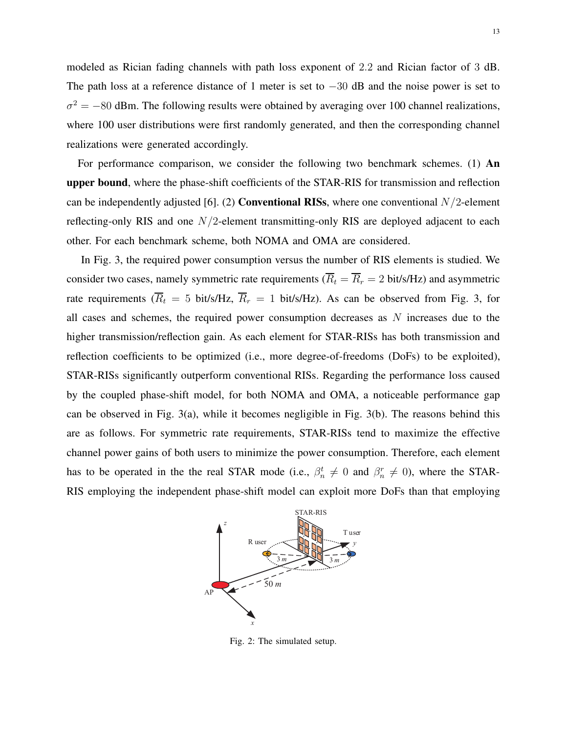modeled as Rician fading channels with path loss exponent of 2.2 and Rician factor of 3 dB. The path loss at a reference distance of 1 meter is set to $-30$ dB and the noise power is set to $\sigma^2 = -80$ dBm. The following results were obtained by averaging over 100 channel realizations, where 100 user distributions were first randomly generated, and then the corresponding channel realizations were generated accordingly.

For performance comparison, we consider the following two benchmark schemes. (1) **An upper bound**, where the phase-shift coefficients of the STAR-RIS for transmission and reflection can be independently adjusted [6]. (2) **Conventional RISs**, where one conventional $N/2$-element reflecting-only RIS and one $N/2$-element transmitting-only RIS are deployed adjacent to each other. For each benchmark scheme, both NOMA and OMA are considered.

In Fig. 3, the required power consumption versus the number of RIS elements is studied. We consider two cases, namely symmetric rate requirements ($\overline{R}_t = \overline{R}_r = 2$ bit/s/Hz) and asymmetric rate requirements ($\overline{R}_t = 5$ bit/s/Hz, $\overline{R}_r = 1$ bit/s/Hz). As can be observed from Fig. 3, for all cases and schemes, the required power consumption decreases as $N$ increases due to the higher transmission/reflection gain. As each element for STAR-RISs has both transmission and reflection coefficients to be optimized (i.e., more degree-of-freedoms (DoFs) to be exploited), STAR-RISs significantly outperform conventional RISs. Regarding the performance loss caused by the coupled phase-shift model, for both NOMA and OMA, a noticeable performance gap can be observed in Fig. 3(a), while it becomes negligible in Fig. 3(b). The reasons behind this are as follows. For symmetric rate requirements, STAR-RISs tend to maximize the effective channel power gains of both users to minimize the power consumption. Therefore, each element has to be operated in the the real STAR mode (i.e., $\beta_n^t \neq 0$ and $\beta_n^r \neq 0$), where the STAR-RIS employing the independent phase-shift model can exploit more DoFs than that employing

STAR-RIS
T user
R user
3 $m$
3 $m$
50 $m$
AP
$z$
$y$
$x$

Fig. 2: The simulated setup.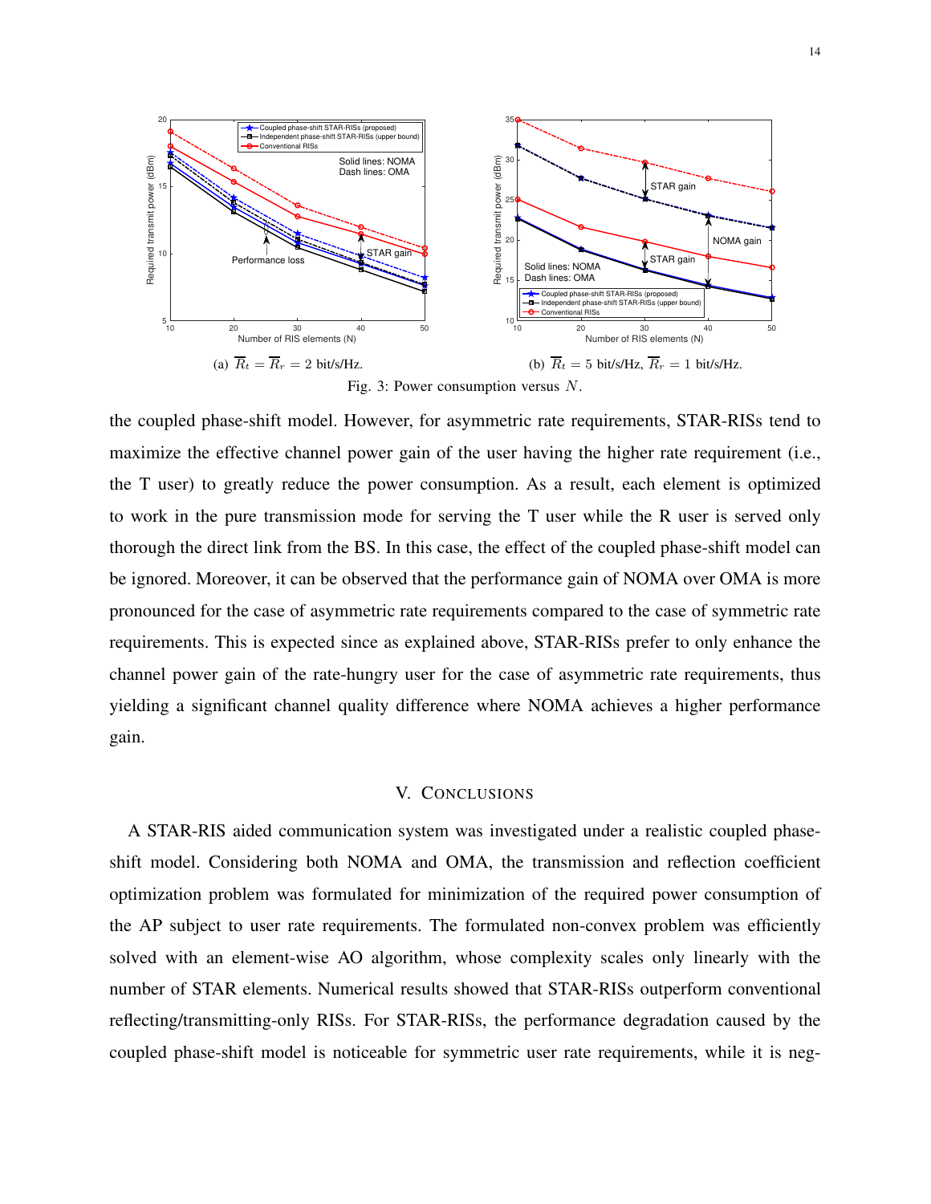(a) $\overline{R}_t = \overline{R}_r = 2$ bit/s/Hz.

Coupled phase-shift STAR-RISs (proposed)
Independent phase-shift STAR-RISs (upper bound)
Conventional RISs

Solid lines: NOMA
Dash lines: OMA

Performance loss

STAR gain

Required transmit power (dBm)

Number of RIS elements (N)

(b) $\overline{R}_t = 5$ bit/s/Hz, $\overline{R}_r = 1$ bit/s/Hz.

STAR gain

NOMA gain

STAR gain

Solid lines: NOMA
Dash lines: OMA

Coupled phase-shift STAR-RISs (proposed)
Independent phase-shift STAR-RISs (upper bound)
Conventional RISs

Required transmit power (dBm)

Number of RIS elements (N)

Fig. 3: Power consumption versus $N$.

the coupled phase-shift model. However, for asymmetric rate requirements, STAR-RISs tend to maximize the effective channel power gain of the user having the higher rate requirement (i.e., the T user) to greatly reduce the power consumption. As a result, each element is optimized to work in the pure transmission mode for serving the T user while the R user is served only thorough the direct link from the BS. In this case, the effect of the coupled phase-shift model can be ignored. Moreover, it can be observed that the performance gain of NOMA over OMA is more pronounced for the case of asymmetric rate requirements compared to the case of symmetric rate requirements. This is expected since as explained above, STAR-RISs prefer to only enhance the channel power gain of the rate-hungry user for the case of asymmetric rate requirements, thus yielding a significant channel quality difference where NOMA achieves a higher performance gain.

## V. Conclusions

A STAR-RIS aided communication system was investigated under a realistic coupled phase-shift model. Considering both NOMA and OMA, the transmission and reflection coefficient optimization problem was formulated for minimization of the required power consumption of the AP subject to user rate requirements. The formulated non-convex problem was efficiently solved with an element-wise AO algorithm, whose complexity scales only linearly with the number of STAR elements. Numerical results showed that STAR-RISs outperform conventional reflecting/transmitting-only RISs. For STAR-RISs, the performance degradation caused by the coupled phase-shift model is noticeable for symmetric user rate requirements, while it is neg-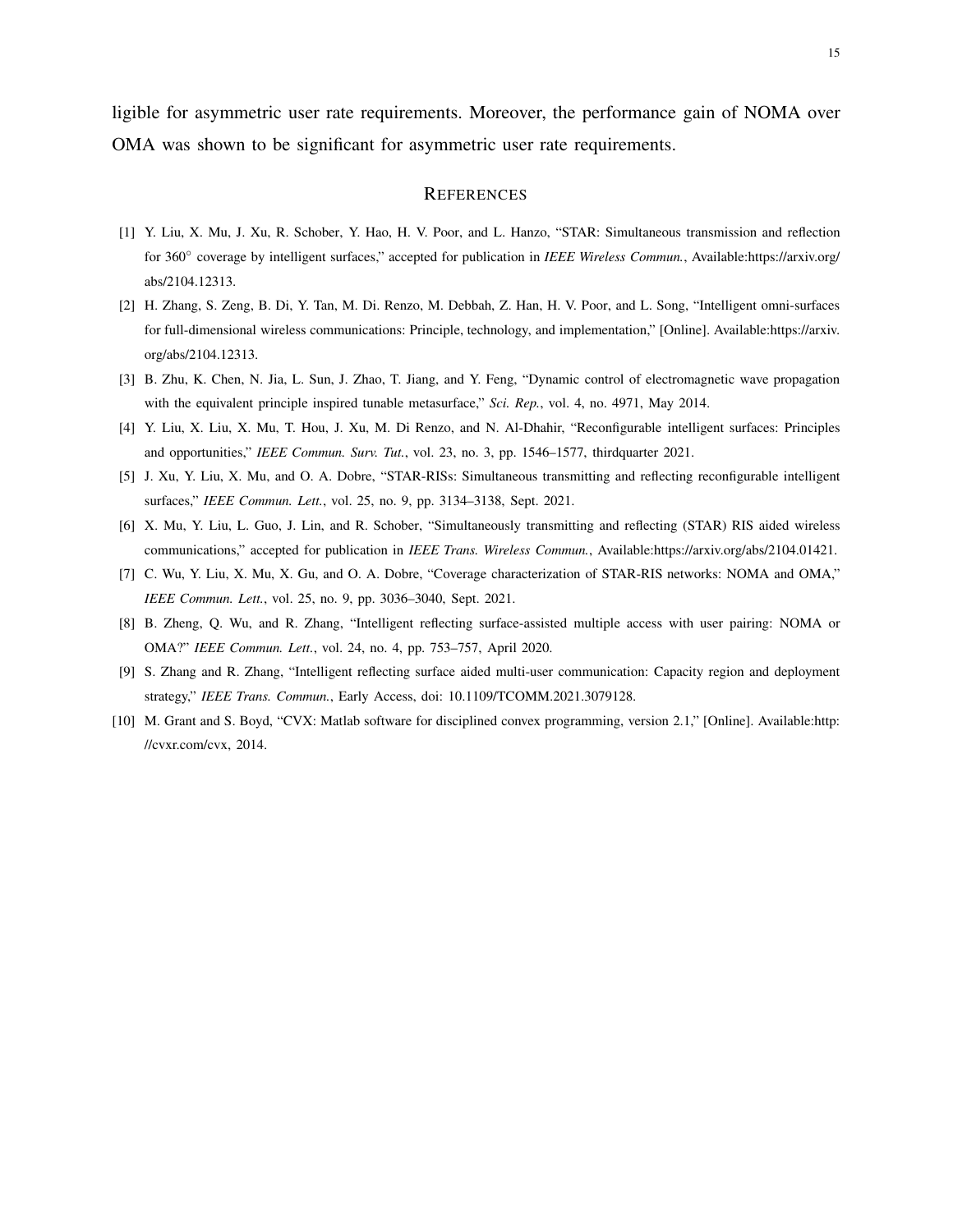ligible for asymmetric user rate requirements. Moreover, the performance gain of NOMA over OMA was shown to be significant for asymmetric user rate requirements.

## REFERENCES

[1] Y. Liu, X. Mu, J. Xu, R. Schober, Y. Hao, H. V. Poor, and L. Hanzo, "STAR: Simultaneous transmission and reflection for 360° coverage by intelligent surfaces," accepted for publication in *IEEE Wireless Commun.*, Available:https://arxiv.org/abs/2104.12313.

[2] H. Zhang, S. Zeng, B. Di, Y. Tan, M. Di. Renzo, M. Debbah, Z. Han, H. V. Poor, and L. Song, "Intelligent omni-surfaces for full-dimensional wireless communications: Principle, technology, and implementation," [Online]. Available:https://arxiv.org/abs/2104.12313.

[3] B. Zhu, K. Chen, N. Jia, L. Sun, J. Zhao, T. Jiang, and Y. Feng, "Dynamic control of electromagnetic wave propagation with the equivalent principle inspired tunable metasurface," *Sci. Rep.*, vol. 4, no. 4971, May 2014.

[4] Y. Liu, X. Liu, X. Mu, T. Hou, J. Xu, M. Di Renzo, and N. Al-Dhahir, "Reconfigurable intelligent surfaces: Principles and opportunities," *IEEE Commun. Surv. Tut.*, vol. 23, no. 3, pp. 1546–1577, thirdquarter 2021.

[5] J. Xu, Y. Liu, X. Mu, and O. A. Dobre, "STAR-RISs: Simultaneous transmitting and reflecting reconfigurable intelligent surfaces," *IEEE Commun. Lett.*, vol. 25, no. 9, pp. 3134–3138, Sept. 2021.

[6] X. Mu, Y. Liu, L. Guo, J. Lin, and R. Schober, "Simultaneously transmitting and reflecting (STAR) RIS aided wireless communications," accepted for publication in *IEEE Trans. Wireless Commun.*, Available:https://arxiv.org/abs/2104.01421.

[7] C. Wu, Y. Liu, X. Mu, X. Gu, and O. A. Dobre, "Coverage characterization of STAR-RIS networks: NOMA and OMA," *IEEE Commun. Lett.*, vol. 25, no. 9, pp. 3036–3040, Sept. 2021.

[8] B. Zheng, Q. Wu, and R. Zhang, "Intelligent reflecting surface-assisted multiple access with user pairing: NOMA or OMA?" *IEEE Commun. Lett.*, vol. 24, no. 4, pp. 753–757, April 2020.

[9] S. Zhang and R. Zhang, "Intelligent reflecting surface aided multi-user communication: Capacity region and deployment strategy," *IEEE Trans. Commun.*, Early Access, doi: 10.1109/TCOMM.2021.3079128.

[10] M. Grant and S. Boyd, "CVX: Matlab software for disciplined convex programming, version 2.1," [Online]. Available:http://cvxr.com/cvx, 2014.